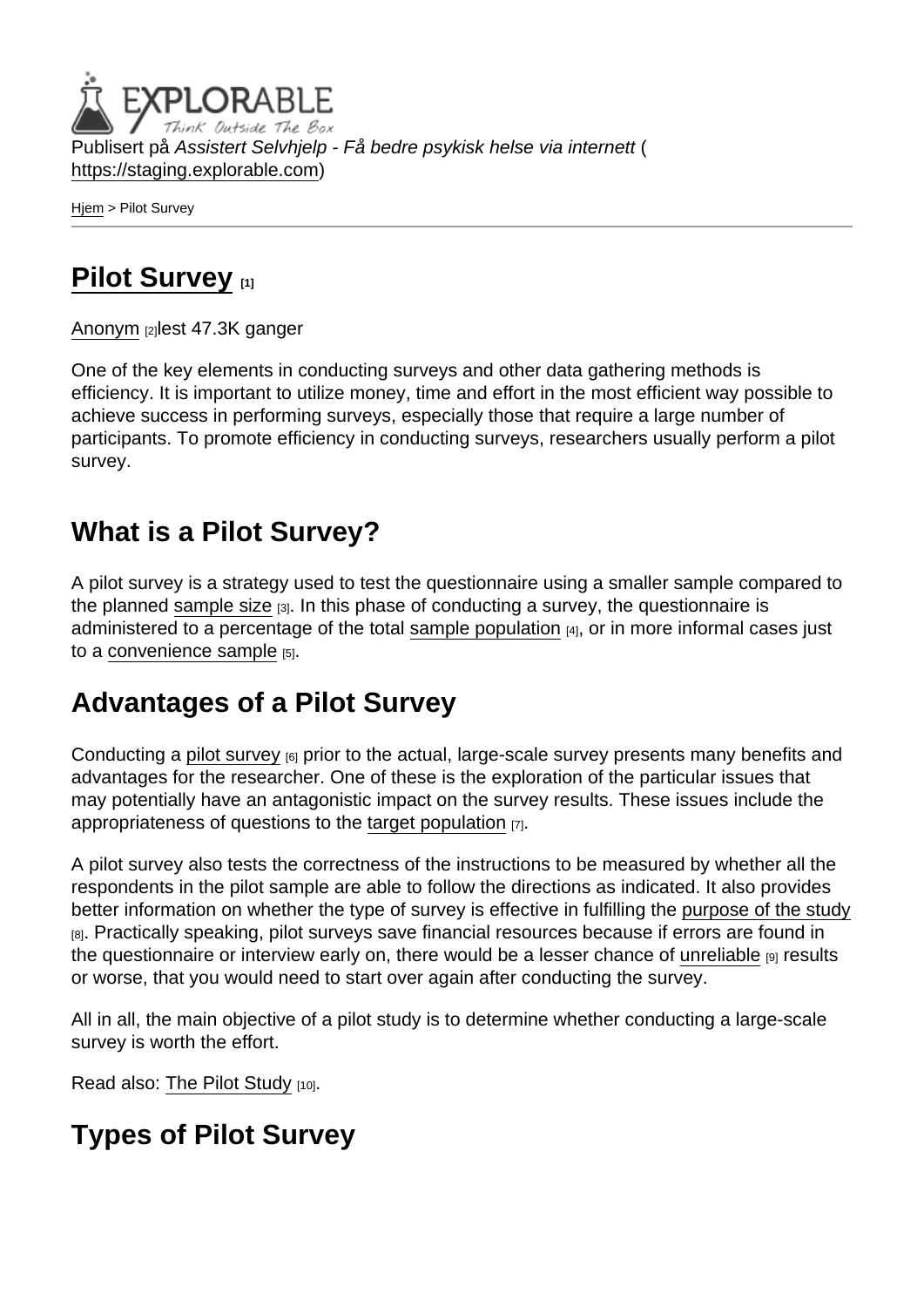Publisert på *Assistert Selvhjelp - Få bedre psykisk helse via internett* (https://staging.explorable.com)

Hjem > Pilot Survey

# Pilot Survey [1]

Anonym [2]lest 47.3K ganger

One of the key elements in conducting surveys and other data gathering methods is efficiency. It is important to utilize money, time and effort in the most efficient way possible to achieve success in performing surveys, especially those that require a large number of participants. To promote efficiency in conducting surveys, researchers usually perform a pilot survey.

## What is a Pilot Survey?

A pilot survey is a strategy used to test the questionnaire using a smaller sample compared to the planned sample size [3]. In this phase of conducting a survey, the questionnaire is administered to a percentage of the total sample population [4], or in more informal cases just to a convenience sample [5].

## Advantages of a Pilot Survey

Conducting a pilot survey [6] prior to the actual, large-scale survey presents many benefits and advantages for the researcher. One of these is the exploration of the particular issues that may potentially have an antagonistic impact on the survey results. These issues include the appropriateness of questions to the target population [7].

A pilot survey also tests the correctness of the instructions to be measured by whether all the respondents in the pilot sample are able to follow the directions as indicated. It also provides better information on whether the type of survey is effective in fulfilling the purpose of the study [8]. Practically speaking, pilot surveys save financial resources because if errors are found in the questionnaire or interview early on, there would be a lesser chance of unreliable [9] results or worse, that you would need to start over again after conducting the survey.

All in all, the main objective of a pilot study is to determine whether conducting a large-scale survey is worth the effort.

Read also: The Pilot Study [10].

## Types of Pilot Survey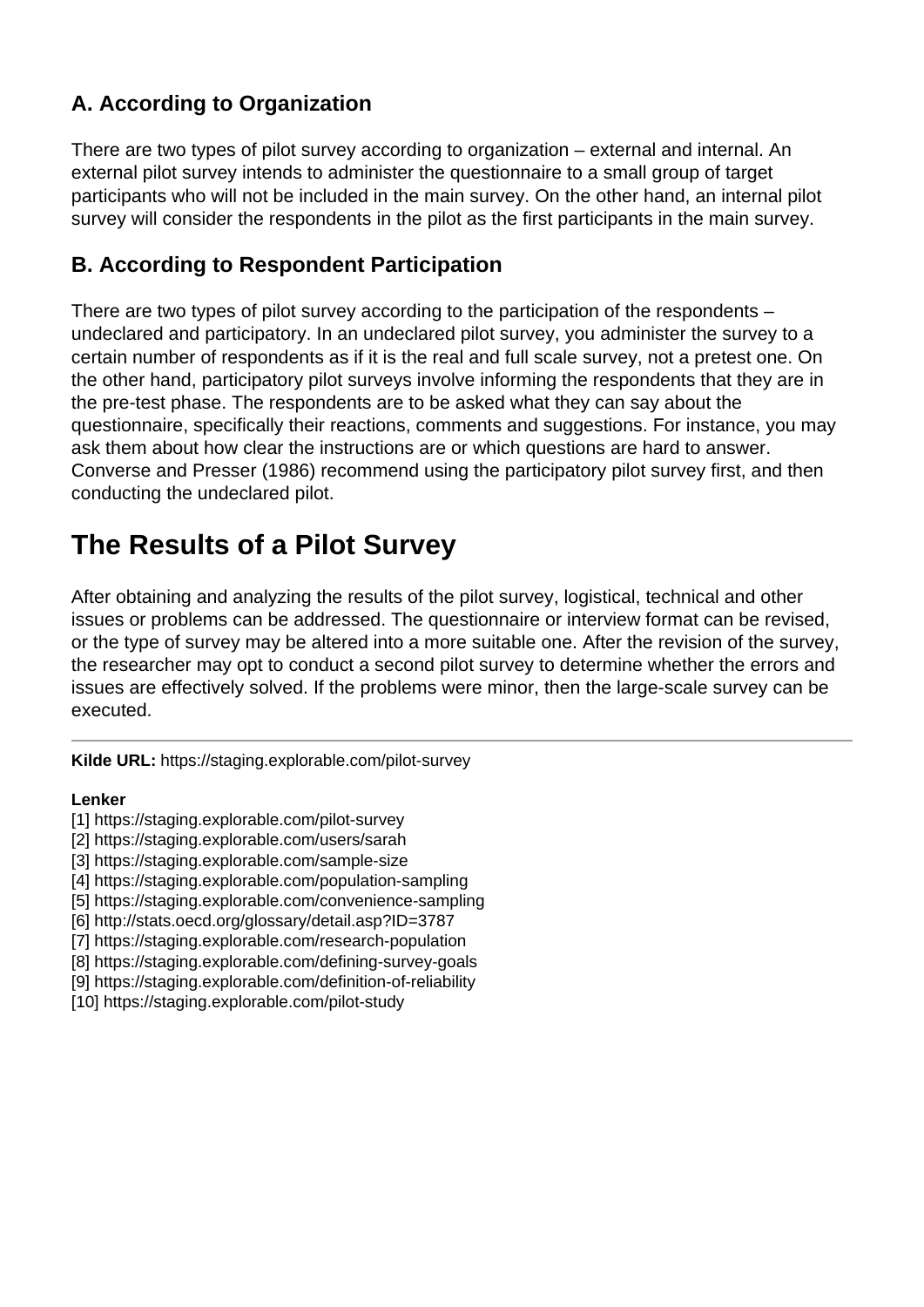### A. According to Organization

There are two types of pilot survey according to organization – external and internal. An external pilot survey intends to administer the questionnaire to a small group of target participants who will not be included in the main survey. On the other hand, an internal pilot survey will consider the respondents in the pilot as the first participants in the main survey.

### B. According to Respondent Participation

There are two types of pilot survey according to the participation of the respondents – undeclared and participatory. In an undeclared pilot survey, you administer the survey to a certain number of respondents as if it is the real and full scale survey, not a pretest one. On the other hand, participatory pilot surveys involve informing the respondents that they are in the pre-test phase. The respondents are to be asked what they can say about the questionnaire, specifically their reactions, comments and suggestions. For instance, you may ask them about how clear the instructions are or which questions are hard to answer. Converse and Presser (1986) recommend using the participatory pilot survey first, and then conducting the undeclared pilot.

## The Results of a Pilot Survey

After obtaining and analyzing the results of the pilot survey, logistical, technical and other issues or problems can be addressed. The questionnaire or interview format can be revised, or the type of survey may be altered into a more suitable one. After the revision of the survey, the researcher may opt to conduct a second pilot survey to determine whether the errors and issues are effectively solved. If the problems were minor, then the large-scale survey can be executed.

---

**Kilde URL:** https://staging.explorable.com/pilot-survey

**Lenker**

[1] https://staging.explorable.com/pilot-survey
[2] https://staging.explorable.com/users/sarah
[3] https://staging.explorable.com/sample-size
[4] https://staging.explorable.com/population-sampling
[5] https://staging.explorable.com/convenience-sampling
[6] http://stats.oecd.org/glossary/detail.asp?ID=3787
[7] https://staging.explorable.com/research-population
[8] https://staging.explorable.com/defining-survey-goals
[9] https://staging.explorable.com/definition-of-reliability
[10] https://staging.explorable.com/pilot-study